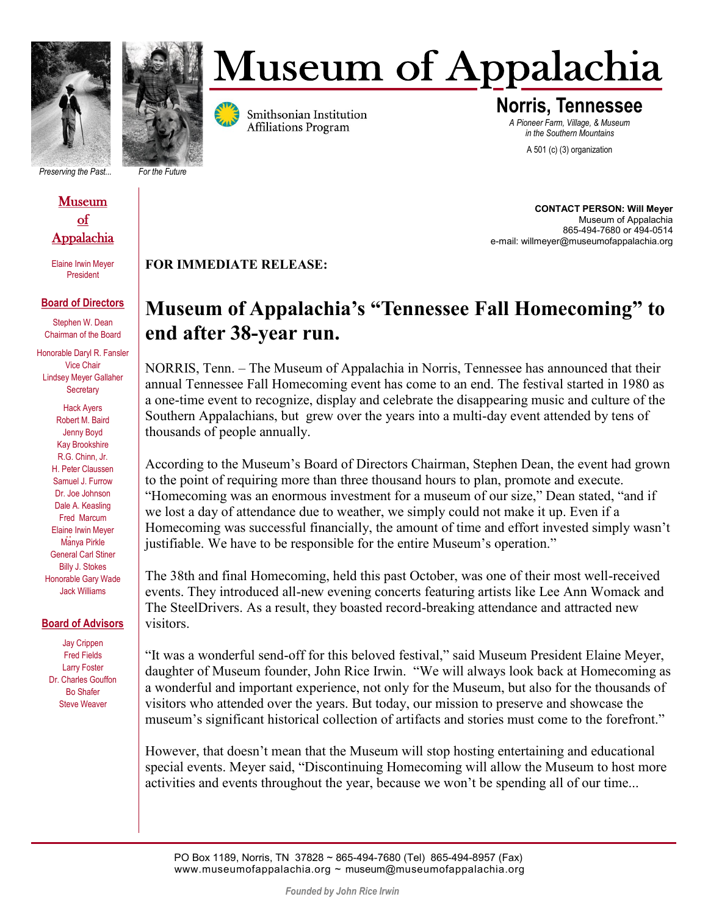# Museum of Appalachia

*Preserving the Past...* *For the Future*

Smithsonian Institution Affiliations Program

**Norris, Tennessee**

*A Pioneer Farm, Village, & Museum in the Southern Mountains*

A 501 (c) (3) organization

**Museum of Appalachia**

Elaine Irwin Meyer
President

**Board of Directors**

Stephen W. Dean
Chairman of the Board

Honorable Daryl R. Fansler
Vice Chair

Lindsey Meyer Gallaher
Secretary

Hack Ayers
Robert M. Baird
Jenny Boyd
Kay Brookshire
R.G. Chinn, Jr.
H. Peter Claussen
Samuel J. Furrow
Dr. Joe Johnson
Dale A. Keasling
Fred Marcum
Elaine Irwin Meyer
Mänya Pirkle
General Carl Stiner
Billy J. Stokes
Honorable Gary Wade
Jack Williams

**Board of Advisors**

Jay Crippen
Fred Fields
Larry Foster
Dr. Charles Gouffon
Bo Shafer
Steve Weaver

**CONTACT PERSON: Will Meyer**
Museum of Appalachia
865-494-7680 or 494-0514
e-mail: willmeyer@museumofappalachia.org

**FOR IMMEDIATE RELEASE:**

## Museum of Appalachia's "Tennessee Fall Homecoming" to end after 38-year run.

NORRIS, Tenn. – The Museum of Appalachia in Norris, Tennessee has announced that their annual Tennessee Fall Homecoming event has come to an end. The festival started in 1980 as a one-time event to recognize, display and celebrate the disappearing music and culture of the Southern Appalachians, but grew over the years into a multi-day event attended by tens of thousands of people annually.

According to the Museum's Board of Directors Chairman, Stephen Dean, the event had grown to the point of requiring more than three thousand hours to plan, promote and execute. "Homecoming was an enormous investment for a museum of our size," Dean stated, "and if we lost a day of attendance due to weather, we simply could not make it up. Even if a Homecoming was successful financially, the amount of time and effort invested simply wasn't justifiable. We have to be responsible for the entire Museum's operation."

The 38th and final Homecoming, held this past October, was one of their most well-received events. They introduced all-new evening concerts featuring artists like Lee Ann Womack and The SteelDrivers. As a result, they boasted record-breaking attendance and attracted new visitors.

"It was a wonderful send-off for this beloved festival," said Museum President Elaine Meyer, daughter of Museum founder, John Rice Irwin. "We will always look back at Homecoming as a wonderful and important experience, not only for the Museum, but also for the thousands of visitors who attended over the years. But today, our mission to preserve and showcase the museum's significant historical collection of artifacts and stories must come to the forefront."

However, that doesn't mean that the Museum will stop hosting entertaining and educational special events. Meyer said, "Discontinuing Homecoming will allow the Museum to host more activities and events throughout the year, because we won't be spending all of our time...

PO Box 1189, Norris, TN 37828 ~ 865-494-7680 (Tel) 865-494-8957 (Fax)
www.museumofappalachia.org ~ museum@museumofappalachia.org

*Founded by John Rice Irwin*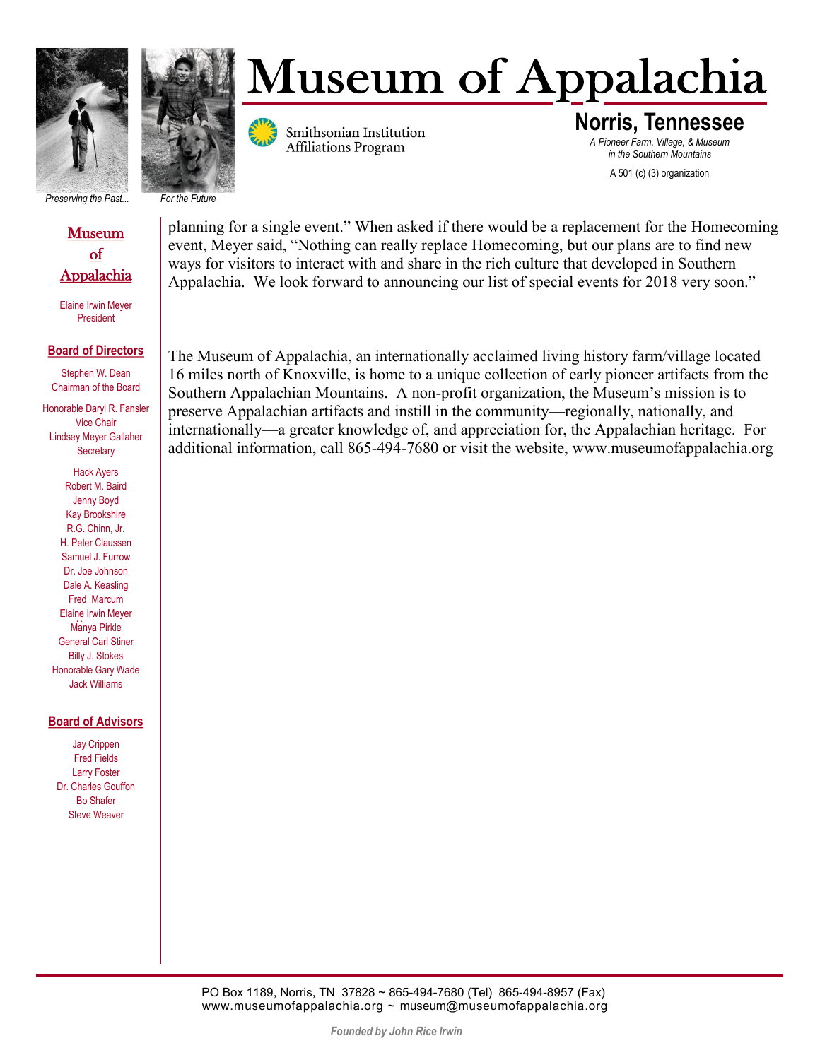# Museum of Appalachia

Smithsonian Institution Affiliations Program

## Norris, Tennessee

*A Pioneer Farm, Village, & Museum in the Southern Mountains*

A 501 (c) (3) organization

*Preserving the Past...* *For the Future*

**Museum of Appalachia**

Elaine Irwin Meyer
President

**Board of Directors**

Stephen W. Dean
Chairman of the Board

Honorable Daryl R. Fansler
Vice Chair

Lindsey Meyer Gallaher
Secretary

Hack Ayers
Robert M. Baird
Jenny Boyd
Kay Brookshire
R.G. Chinn, Jr.
H. Peter Claussen
Samuel J. Furrow
Dr. Joe Johnson
Dale A. Keasling
Fred Marcum
Elaine Irwin Meyer
Mänya Pirkle
General Carl Stiner
Billy J. Stokes
Honorable Gary Wade
Jack Williams

**Board of Advisors**

Jay Crippen
Fred Fields
Larry Foster
Dr. Charles Gouffon
Bo Shafer
Steve Weaver

planning for a single event." When asked if there would be a replacement for the Homecoming event, Meyer said, "Nothing can really replace Homecoming, but our plans are to find new ways for visitors to interact with and share in the rich culture that developed in Southern Appalachia. We look forward to announcing our list of special events for 2018 very soon."

The Museum of Appalachia, an internationally acclaimed living history farm/village located 16 miles north of Knoxville, is home to a unique collection of early pioneer artifacts from the Southern Appalachian Mountains. A non-profit organization, the Museum's mission is to preserve Appalachian artifacts and instill in the community—regionally, nationally, and internationally—a greater knowledge of, and appreciation for, the Appalachian heritage. For additional information, call 865-494-7680 or visit the website, www.museumofappalachia.org

PO Box 1189, Norris, TN 37828 ~ 865-494-7680 (Tel) 865-494-8957 (Fax)
www.museumofappalachia.org ~ museum@museumofappalachia.org

*Founded by John Rice Irwin*